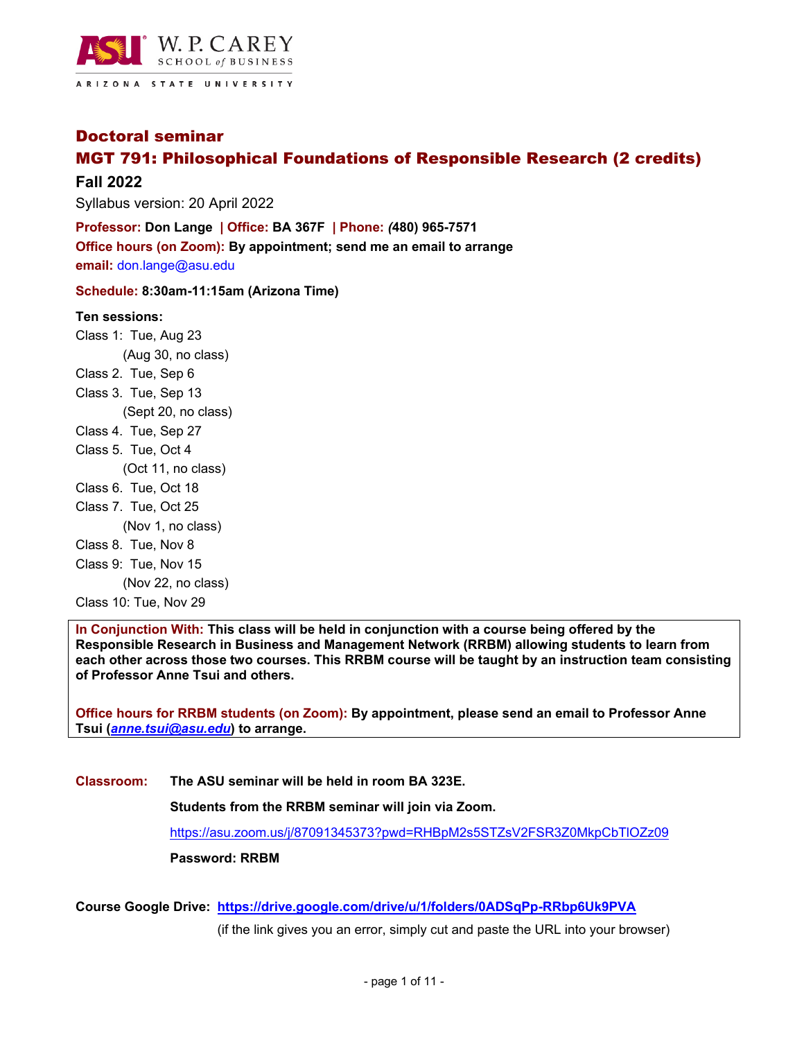ASU W. P. CAREY SCHOOL of BUSINESS

ARIZONA STATE UNIVERSITY

## Doctoral seminar

## MGT 791: Philosophical Foundations of Responsible Research (2 credits)

### Fall 2022

Syllabus version: 20 April 2022

**Professor:** **Don Lange** | **Office:** **BA 367F** | **Phone:** **(480) 965-7571**

**Office hours (on Zoom):** **By appointment; send me an email to arrange**

**email:** don.lange@asu.edu

**Schedule:** **8:30am-11:15am (Arizona Time)**

**Ten sessions:**

Class 1: Tue, Aug 23
(Aug 30, no class)
Class 2. Tue, Sep 6
Class 3. Tue, Sep 13
(Sept 20, no class)
Class 4. Tue, Sep 27
Class 5. Tue, Oct 4
(Oct 11, no class)
Class 6. Tue, Oct 18
Class 7. Tue, Oct 25
(Nov 1, no class)
Class 8. Tue, Nov 8
Class 9: Tue, Nov 15
(Nov 22, no class)
Class 10: Tue, Nov 29

**In Conjunction With:** **This class will be held in conjunction with a course being offered by the Responsible Research in Business and Management Network (RRBM) allowing students to learn from each other across those two courses. This RRBM course will be taught by an instruction team consisting of Professor Anne Tsui and others.**

**Office hours for RRBM students (on Zoom):** **By appointment, please send an email to Professor Anne Tsui (*anne.tsui@asu.edu*) to arrange.**

**Classroom:** **The ASU seminar will be held in room BA 323E.**

**Students from the RRBM seminar will join via Zoom.**

https://asu.zoom.us/j/87091345373?pwd=RHBpM2s5STZsV2FSR3Z0MkpCbTlOZz09

**Password: RRBM**

**Course Google Drive:** **https://drive.google.com/drive/u/1/folders/0ADSqPp-RRbp6Uk9PVA**

(if the link gives you an error, simply cut and paste the URL into your browser)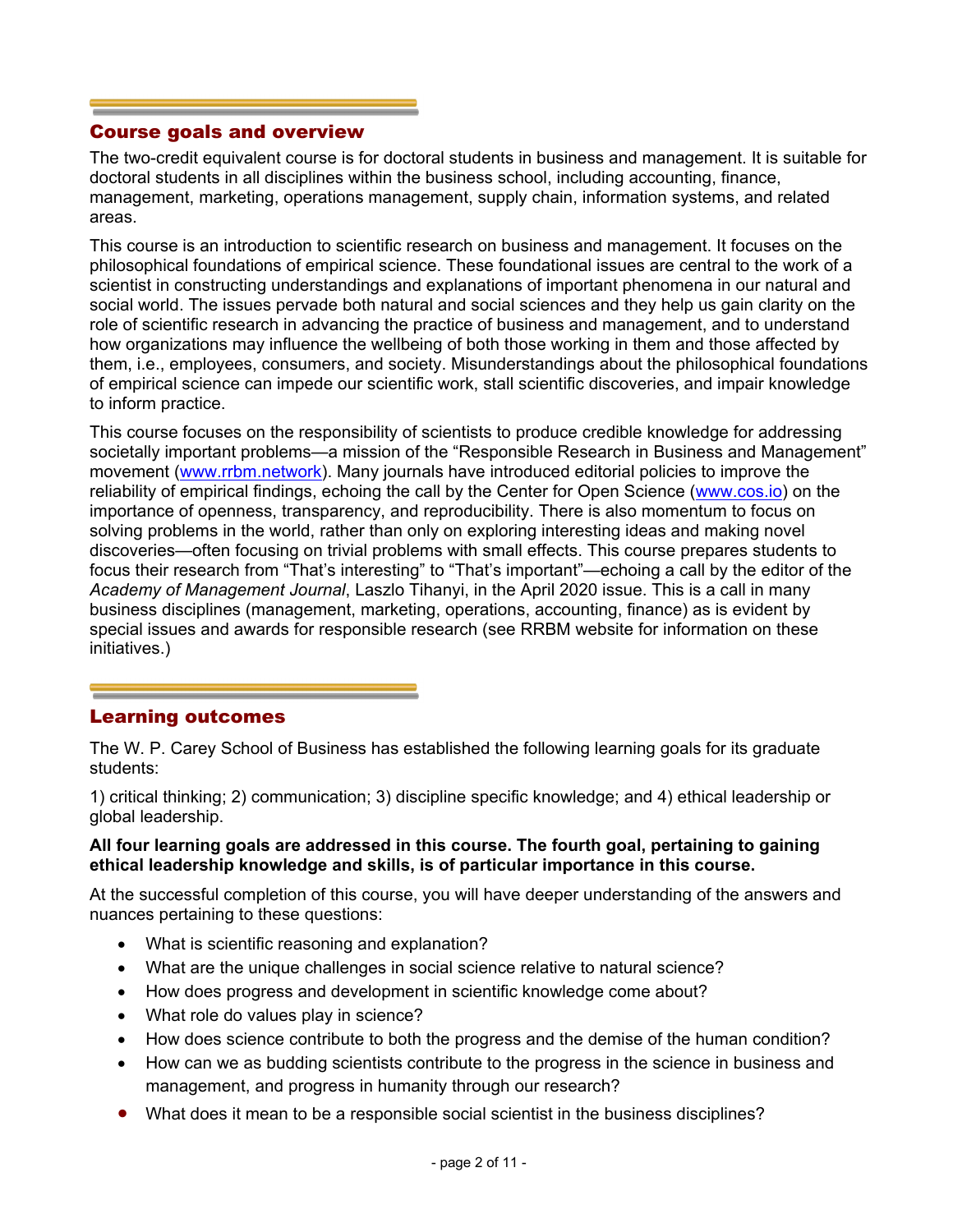## Course goals and overview

The two-credit equivalent course is for doctoral students in business and management. It is suitable for doctoral students in all disciplines within the business school, including accounting, finance, management, marketing, operations management, supply chain, information systems, and related areas.

This course is an introduction to scientific research on business and management. It focuses on the philosophical foundations of empirical science. These foundational issues are central to the work of a scientist in constructing understandings and explanations of important phenomena in our natural and social world. The issues pervade both natural and social sciences and they help us gain clarity on the role of scientific research in advancing the practice of business and management, and to understand how organizations may influence the wellbeing of both those working in them and those affected by them, i.e., employees, consumers, and society. Misunderstandings about the philosophical foundations of empirical science can impede our scientific work, stall scientific discoveries, and impair knowledge to inform practice.

This course focuses on the responsibility of scientists to produce credible knowledge for addressing societally important problems—a mission of the "Responsible Research in Business and Management" movement (www.rrbm.network). Many journals have introduced editorial policies to improve the reliability of empirical findings, echoing the call by the Center for Open Science (www.cos.io) on the importance of openness, transparency, and reproducibility. There is also momentum to focus on solving problems in the world, rather than only on exploring interesting ideas and making novel discoveries—often focusing on trivial problems with small effects. This course prepares students to focus their research from "That's interesting" to "That's important"—echoing a call by the editor of the *Academy of Management Journal*, Laszlo Tihanyi, in the April 2020 issue. This is a call in many business disciplines (management, marketing, operations, accounting, finance) as is evident by special issues and awards for responsible research (see RRBM website for information on these initiatives.)

## Learning outcomes

The W. P. Carey School of Business has established the following learning goals for its graduate students:

1) critical thinking; 2) communication; 3) discipline specific knowledge; and 4) ethical leadership or global leadership.

**All four learning goals are addressed in this course. The fourth goal, pertaining to gaining ethical leadership knowledge and skills, is of particular importance in this course.**

At the successful completion of this course, you will have deeper understanding of the answers and nuances pertaining to these questions:

- What is scientific reasoning and explanation?
- What are the unique challenges in social science relative to natural science?
- How does progress and development in scientific knowledge come about?
- What role do values play in science?
- How does science contribute to both the progress and the demise of the human condition?
- How can we as budding scientists contribute to the progress in the science in business and management, and progress in humanity through our research?
- What does it mean to be a responsible social scientist in the business disciplines?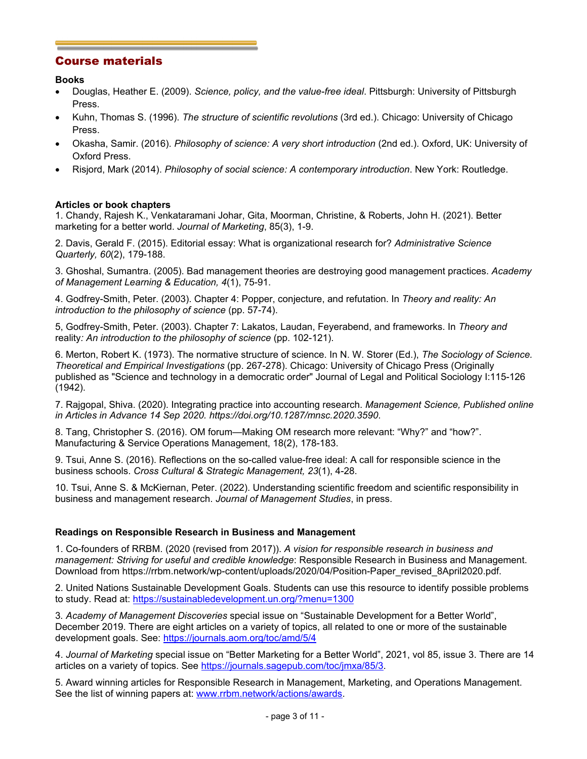## Course materials

**Books**

- Douglas, Heather E. (2009). *Science, policy, and the value-free ideal*. Pittsburgh: University of Pittsburgh Press.
- Kuhn, Thomas S. (1996). *The structure of scientific revolutions* (3rd ed.). Chicago: University of Chicago Press.
- Okasha, Samir. (2016). *Philosophy of science: A very short introduction* (2nd ed.). Oxford, UK: University of Oxford Press.
- Risjord, Mark (2014). *Philosophy of social science: A contemporary introduction*. New York: Routledge.

**Articles or book chapters**

1. Chandy, Rajesh K., Venkataramani Johar, Gita, Moorman, Christine, & Roberts, John H. (2021). Better marketing for a better world. *Journal of Marketing*, 85(3), 1-9.

2. Davis, Gerald F. (2015). Editorial essay: What is organizational research for? *Administrative Science Quarterly, 60*(2), 179-188.

3. Ghoshal, Sumantra. (2005). Bad management theories are destroying good management practices. *Academy of Management Learning & Education, 4*(1), 75-91.

4. Godfrey-Smith, Peter. (2003). Chapter 4: Popper, conjecture, and refutation. In *Theory and reality: An introduction to the philosophy of science* (pp. 57-74).

5, Godfrey-Smith, Peter. (2003). Chapter 7: Lakatos, Laudan, Feyerabend, and frameworks. In *Theory and* reality*: An introduction to the philosophy of science* (pp. 102-121).

6. Merton, Robert K. (1973). The normative structure of science. In N. W. Storer (Ed.), *The Sociology of Science. Theoretical and Empirical Investigations* (pp. 267-278). Chicago: University of Chicago Press (Originally published as "Science and technology in a democratic order" Journal of Legal and Political Sociology I:115-126 (1942).

7. Rajgopal, Shiva. (2020). Integrating practice into accounting research. *Management Science, Published online in Articles in Advance 14 Sep 2020. https://doi.org/10.1287/mnsc.2020.3590*.

8. Tang, Christopher S. (2016). OM forum—Making OM research more relevant: "Why?" and "how?". Manufacturing & Service Operations Management, 18(2), 178-183.

9. Tsui, Anne S. (2016). Reflections on the so-called value-free ideal: A call for responsible science in the business schools. *Cross Cultural & Strategic Management, 23*(1), 4-28.

10. Tsui, Anne S. & McKiernan, Peter. (2022). Understanding scientific freedom and scientific responsibility in business and management research. *Journal of Management Studies*, in press.

**Readings on Responsible Research in Business and Management**

1. Co-founders of RRBM. (2020 (revised from 2017)). *A vision for responsible research in business and management: Striving for useful and credible knowledge*: Responsible Research in Business and Management. Download from https://rrbm.network/wp-content/uploads/2020/04/Position-Paper_revised_8April2020.pdf.

2. United Nations Sustainable Development Goals. Students can use this resource to identify possible problems to study. Read at: https://sustainabledevelopment.un.org/?menu=1300

3. *Academy of Management Discoveries* special issue on "Sustainable Development for a Better World", December 2019. There are eight articles on a variety of topics, all related to one or more of the sustainable development goals. See: https://journals.aom.org/toc/amd/5/4

4. *Journal of Marketing* special issue on "Better Marketing for a Better World", 2021, vol 85, issue 3. There are 14 articles on a variety of topics. See https://journals.sagepub.com/toc/jmxa/85/3.

5. Award winning articles for Responsible Research in Management, Marketing, and Operations Management. See the list of winning papers at: www.rrbm.network/actions/awards.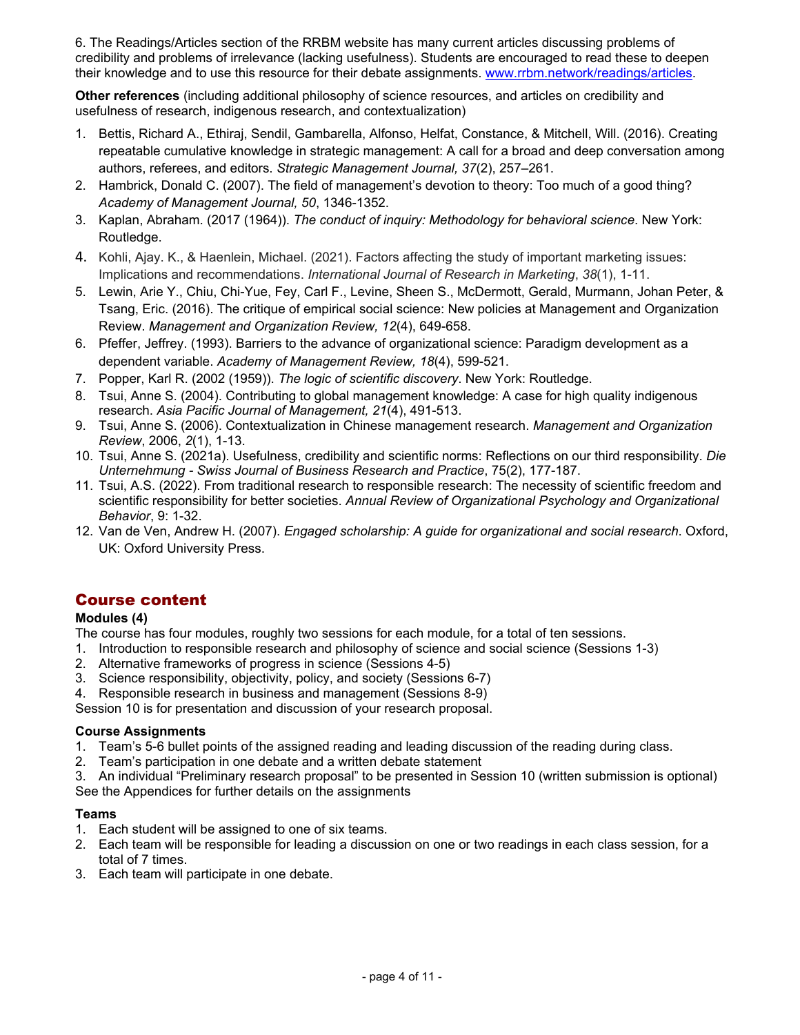6. The Readings/Articles section of the RRBM website has many current articles discussing problems of credibility and problems of irrelevance (lacking usefulness). Students are encouraged to read these to deepen their knowledge and to use this resource for their debate assignments. www.rrbm.network/readings/articles.

**Other references** (including additional philosophy of science resources, and articles on credibility and usefulness of research, indigenous research, and contextualization)

1. Bettis, Richard A., Ethiraj, Sendil, Gambarella, Alfonso, Helfat, Constance, & Mitchell, Will. (2016). Creating repeatable cumulative knowledge in strategic management: A call for a broad and deep conversation among authors, referees, and editors. *Strategic Management Journal, 37*(2), 257–261.
2. Hambrick, Donald C. (2007). The field of management's devotion to theory: Too much of a good thing? *Academy of Management Journal, 50*, 1346-1352.
3. Kaplan, Abraham. (2017 (1964)). *The conduct of inquiry: Methodology for behavioral science*. New York: Routledge.
4. Kohli, Ajay. K., & Haenlein, Michael. (2021). Factors affecting the study of important marketing issues: Implications and recommendations. *International Journal of Research in Marketing*, *38*(1), 1-11.
5. Lewin, Arie Y., Chiu, Chi-Yue, Fey, Carl F., Levine, Sheen S., McDermott, Gerald, Murmann, Johan Peter, & Tsang, Eric. (2016). The critique of empirical social science: New policies at Management and Organization Review. *Management and Organization Review, 12*(4), 649-658.
6. Pfeffer, Jeffrey. (1993). Barriers to the advance of organizational science: Paradigm development as a dependent variable. *Academy of Management Review, 18*(4), 599-521.
7. Popper, Karl R. (2002 (1959)). *The logic of scientific discovery*. New York: Routledge.
8. Tsui, Anne S. (2004). Contributing to global management knowledge: A case for high quality indigenous research. *Asia Pacific Journal of Management, 21*(4), 491-513.
9. Tsui, Anne S. (2006). Contextualization in Chinese management research. *Management and Organization Review*, 2006, *2*(1), 1-13.
10. Tsui, Anne S. (2021a). Usefulness, credibility and scientific norms: Reflections on our third responsibility. *Die Unternehmung - Swiss Journal of Business Research and Practice*, 75(2), 177-187.
11. Tsui, A.S. (2022). From traditional research to responsible research: The necessity of scientific freedom and scientific responsibility for better societies. *Annual Review of Organizational Psychology and Organizational Behavior*, 9: 1-32.
12. Van de Ven, Andrew H. (2007). *Engaged scholarship: A guide for organizational and social research*. Oxford, UK: Oxford University Press.

## Course content

**Modules (4)**

The course has four modules, roughly two sessions for each module, for a total of ten sessions.

1. Introduction to responsible research and philosophy of science and social science (Sessions 1-3)
2. Alternative frameworks of progress in science (Sessions 4-5)
3. Science responsibility, objectivity, policy, and society (Sessions 6-7)
4. Responsible research in business and management (Sessions 8-9)

Session 10 is for presentation and discussion of your research proposal.

**Course Assignments**

1. Team's 5-6 bullet points of the assigned reading and leading discussion of the reading during class.
2. Team's participation in one debate and a written debate statement
3. An individual "Preliminary research proposal" to be presented in Session 10 (written submission is optional)

See the Appendices for further details on the assignments

**Teams**

1. Each student will be assigned to one of six teams.
2. Each team will be responsible for leading a discussion on one or two readings in each class session, for a total of 7 times.
3. Each team will participate in one debate.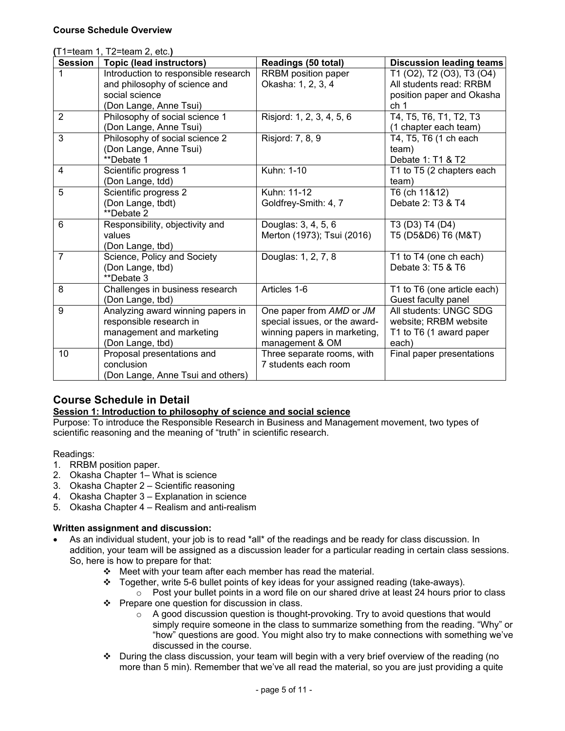**Course Schedule Overview**

**(**T1=team 1, T2=team 2, etc.**)**

| Session | Topic (lead instructors) | Readings (50 total) | Discussion leading teams |
|---|---|---|---|
| 1 | Introduction to responsible research and philosophy of science and social science (Don Lange, Anne Tsui) | RRBM position paper Okasha: 1, 2, 3, 4 | T1 (O2), T2 (O3), T3 (O4) All students read: RRBM position paper and Okasha ch 1 |
| 2 | Philosophy of social science 1 (Don Lange, Anne Tsui) | Risjord: 1, 2, 3, 4, 5, 6 | T4, T5, T6, T1, T2, T3 (1 chapter each team) |
| 3 | Philosophy of social science 2 (Don Lange, Anne Tsui) **Debate 1 | Risjord: 7, 8, 9 | T4, T5, T6 (1 ch each team) Debate 1: T1 & T2 |
| 4 | Scientific progress 1 (Don Lange, tdd) | Kuhn: 1-10 | T1 to T5 (2 chapters each team) |
| 5 | Scientific progress 2 (Don Lange, tbdt) **Debate 2 | Kuhn: 11-12 Goldfrey-Smith: 4, 7 | T6 (ch 11&12) Debate 2: T3 & T4 |
| 6 | Responsibility, objectivity and values (Don Lange, tbd) | Douglas: 3, 4, 5, 6 Merton (1973); Tsui (2016) | T3 (D3) T4 (D4) T5 (D5&D6) T6 (M&T) |
| 7 | Science, Policy and Society (Don Lange, tbd) **Debate 3 | Douglas: 1, 2, 7, 8 | T1 to T4 (one ch each) Debate 3: T5 & T6 |
| 8 | Challenges in business research (Don Lange, tbd) | Articles 1-6 | T1 to T6 (one article each) Guest faculty panel |
| 9 | Analyzing award winning papers in responsible research in management and marketing (Don Lange, tbd) | One paper from *AMD* or *JM* special issues, or the award-winning papers in marketing, management & OM | All students: UNGC SDG website; RRBM website T1 to T6 (1 award paper each) |
| 10 | Proposal presentations and conclusion (Don Lange, Anne Tsui and others) | Three separate rooms, with 7 students each room | Final paper presentations |

## Course Schedule in Detail

**Session 1: Introduction to philosophy of science and social science**

Purpose: To introduce the Responsible Research in Business and Management movement, two types of scientific reasoning and the meaning of "truth" in scientific research.

Readings:

1. RRBM position paper.
2. Okasha Chapter 1– What is science
3. Okasha Chapter 2 – Scientific reasoning
4. Okasha Chapter 3 – Explanation in science
5. Okasha Chapter 4 – Realism and anti-realism

**Written assignment and discussion:**

- As an individual student, your job is to read *all* of the readings and be ready for class discussion. In addition, your team will be assigned as a discussion leader for a particular reading in certain class sessions. So, here is how to prepare for that:
  - ❖ Meet with your team after each member has read the material.
  - ❖ Together, write 5-6 bullet points of key ideas for your assigned reading (take-aways).
    - o Post your bullet points in a word file on our shared drive at least 24 hours prior to class
  - ❖ Prepare one question for discussion in class.
    - o A good discussion question is thought-provoking. Try to avoid questions that would simply require someone in the class to summarize something from the reading. "Why" or "how" questions are good. You might also try to make connections with something we've discussed in the course.
  - ❖ During the class discussion, your team will begin with a very brief overview of the reading (no more than 5 min). Remember that we've all read the material, so you are just providing a quite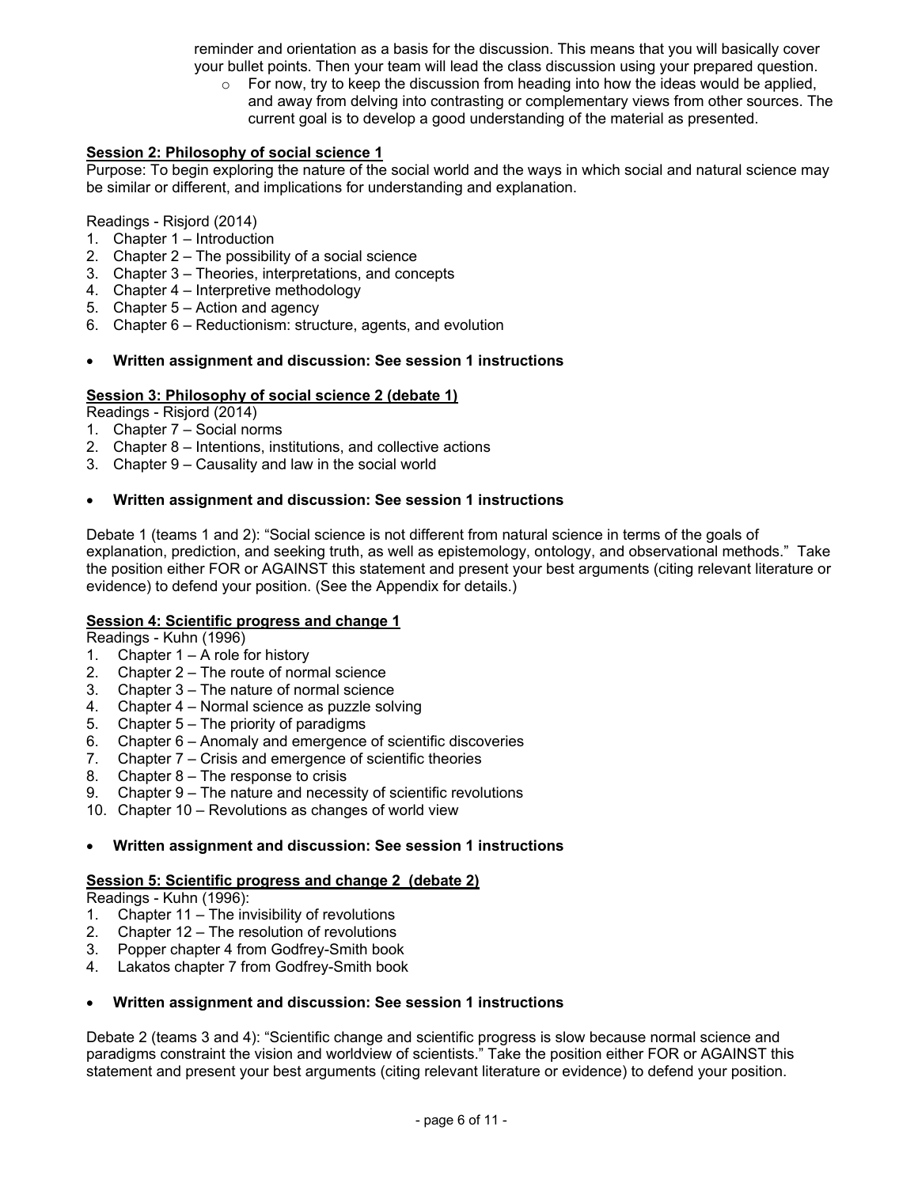reminder and orientation as a basis for the discussion. This means that you will basically cover your bullet points. Then your team will lead the class discussion using your prepared question.

- For now, try to keep the discussion from heading into how the ideas would be applied, and away from delving into contrasting or complementary views from other sources. The current goal is to develop a good understanding of the material as presented.

**Session 2: Philosophy of social science 1**

Purpose: To begin exploring the nature of the social world and the ways in which social and natural science may be similar or different, and implications for understanding and explanation.

Readings - Risjord (2014)

1. Chapter 1 – Introduction
2. Chapter 2 – The possibility of a social science
3. Chapter 3 – Theories, interpretations, and concepts
4. Chapter 4 – Interpretive methodology
5. Chapter 5 – Action and agency
6. Chapter 6 – Reductionism: structure, agents, and evolution

- **Written assignment and discussion: See session 1 instructions**

**Session 3: Philosophy of social science 2 (debate 1)**

Readings - Risjord (2014)

1. Chapter 7 – Social norms
2. Chapter 8 – Intentions, institutions, and collective actions
3. Chapter 9 – Causality and law in the social world

- **Written assignment and discussion: See session 1 instructions**

Debate 1 (teams 1 and 2): "Social science is not different from natural science in terms of the goals of explanation, prediction, and seeking truth, as well as epistemology, ontology, and observational methods." Take the position either FOR or AGAINST this statement and present your best arguments (citing relevant literature or evidence) to defend your position. (See the Appendix for details.)

**Session 4: Scientific progress and change 1**

Readings - Kuhn (1996)

1. Chapter 1 – A role for history
2. Chapter 2 – The route of normal science
3. Chapter 3 – The nature of normal science
4. Chapter 4 – Normal science as puzzle solving
5. Chapter 5 – The priority of paradigms
6. Chapter 6 – Anomaly and emergence of scientific discoveries
7. Chapter 7 – Crisis and emergence of scientific theories
8. Chapter 8 – The response to crisis
9. Chapter 9 – The nature and necessity of scientific revolutions
10. Chapter 10 – Revolutions as changes of world view

- **Written assignment and discussion: See session 1 instructions**

**Session 5: Scientific progress and change 2 (debate 2)**

Readings - Kuhn (1996):

1. Chapter 11 – The invisibility of revolutions
2. Chapter 12 – The resolution of revolutions
3. Popper chapter 4 from Godfrey-Smith book
4. Lakatos chapter 7 from Godfrey-Smith book

- **Written assignment and discussion: See session 1 instructions**

Debate 2 (teams 3 and 4): "Scientific change and scientific progress is slow because normal science and paradigms constraint the vision and worldview of scientists." Take the position either FOR or AGAINST this statement and present your best arguments (citing relevant literature or evidence) to defend your position.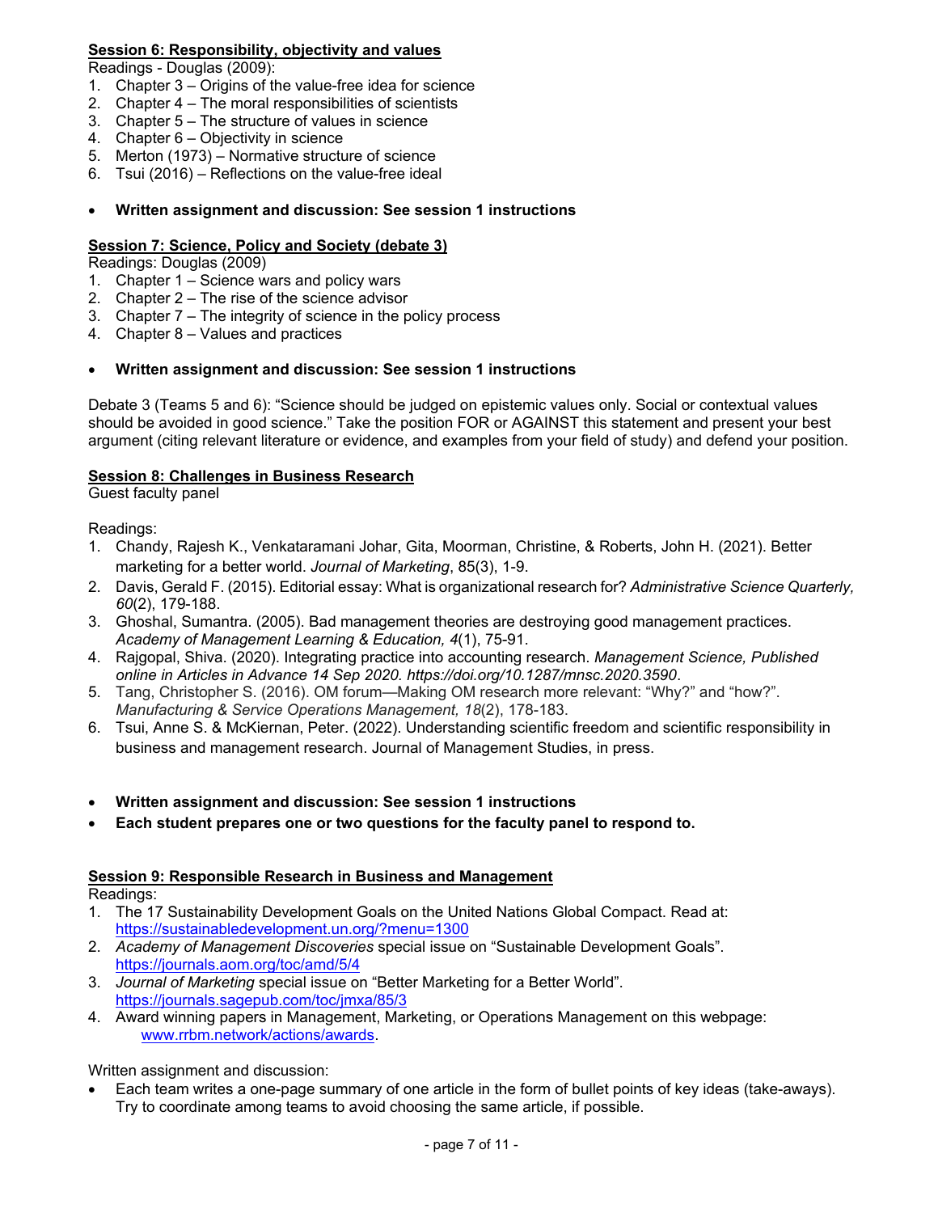**Session 6: Responsibility, objectivity and values**

Readings - Douglas (2009):

1. Chapter 3 – Origins of the value-free idea for science
2. Chapter 4 – The moral responsibilities of scientists
3. Chapter 5 – The structure of values in science
4. Chapter 6 – Objectivity in science
5. Merton (1973) – Normative structure of science
6. Tsui (2016) – Reflections on the value-free ideal

- **Written assignment and discussion: See session 1 instructions**

**Session 7: Science, Policy and Society (debate 3)**

Readings: Douglas (2009)

1. Chapter 1 – Science wars and policy wars
2. Chapter 2 – The rise of the science advisor
3. Chapter 7 – The integrity of science in the policy process
4. Chapter 8 – Values and practices

- **Written assignment and discussion: See session 1 instructions**

Debate 3 (Teams 5 and 6): "Science should be judged on epistemic values only. Social or contextual values should be avoided in good science." Take the position FOR or AGAINST this statement and present your best argument (citing relevant literature or evidence, and examples from your field of study) and defend your position.

**Session 8: Challenges in Business Research**

Guest faculty panel

Readings:

1. Chandy, Rajesh K., Venkataramani Johar, Gita, Moorman, Christine, & Roberts, John H. (2021). Better marketing for a better world. *Journal of Marketing*, 85(3), 1-9.
2. Davis, Gerald F. (2015). Editorial essay: What is organizational research for? *Administrative Science Quarterly, 60*(2), 179-188.
3. Ghoshal, Sumantra. (2005). Bad management theories are destroying good management practices. *Academy of Management Learning & Education, 4*(1), 75-91.
4. Rajgopal, Shiva. (2020). Integrating practice into accounting research. *Management Science, Published online in Articles in Advance 14 Sep 2020. https://doi.org/10.1287/mnsc.2020.3590*.
5. Tang, Christopher S. (2016). OM forum—Making OM research more relevant: "Why?" and "how?". *Manufacturing & Service Operations Management, 18*(2), 178-183.
6. Tsui, Anne S. & McKiernan, Peter. (2022). Understanding scientific freedom and scientific responsibility in business and management research. Journal of Management Studies, in press.

- **Written assignment and discussion: See session 1 instructions**
- **Each student prepares one or two questions for the faculty panel to respond to.**

**Session 9: Responsible Research in Business and Management**

Readings:

1. The 17 Sustainability Development Goals on the United Nations Global Compact. Read at: https://sustainabledevelopment.un.org/?menu=1300
2. *Academy of Management Discoveries* special issue on "Sustainable Development Goals". https://journals.aom.org/toc/amd/5/4
3. *Journal of Marketing* special issue on "Better Marketing for a Better World". https://journals.sagepub.com/toc/jmxa/85/3
4. Award winning papers in Management, Marketing, or Operations Management on this webpage: www.rrbm.network/actions/awards.

Written assignment and discussion:

- Each team writes a one-page summary of one article in the form of bullet points of key ideas (take-aways). Try to coordinate among teams to avoid choosing the same article, if possible.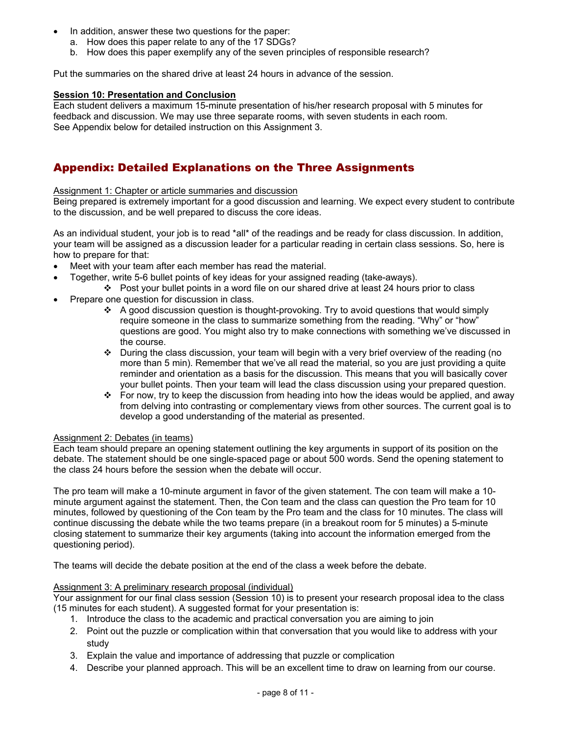- In addition, answer these two questions for the paper:
  a. How does this paper relate to any of the 17 SDGs?
  b. How does this paper exemplify any of the seven principles of responsible research?

Put the summaries on the shared drive at least 24 hours in advance of the session.

**Session 10: Presentation and Conclusion**

Each student delivers a maximum 15-minute presentation of his/her research proposal with 5 minutes for feedback and discussion. We may use three separate rooms, with seven students in each room.
See Appendix below for detailed instruction on this Assignment 3.

## Appendix: Detailed Explanations on the Three Assignments

Assignment 1: Chapter or article summaries and discussion

Being prepared is extremely important for a good discussion and learning. We expect every student to contribute to the discussion, and be well prepared to discuss the core ideas.

As an individual student, your job is to read *all* of the readings and be ready for class discussion. In addition, your team will be assigned as a discussion leader for a particular reading in certain class sessions. So, here is how to prepare for that:

- Meet with your team after each member has read the material.
- Together, write 5-6 bullet points of key ideas for your assigned reading (take-aways).
  - ❖ Post your bullet points in a word file on our shared drive at least 24 hours prior to class
- Prepare one question for discussion in class.
  - ❖ A good discussion question is thought-provoking. Try to avoid questions that would simply require someone in the class to summarize something from the reading. "Why" or "how" questions are good. You might also try to make connections with something we've discussed in the course.
  - ❖ During the class discussion, your team will begin with a very brief overview of the reading (no more than 5 min). Remember that we've all read the material, so you are just providing a quite reminder and orientation as a basis for the discussion. This means that you will basically cover your bullet points. Then your team will lead the class discussion using your prepared question.
  - ❖ For now, try to keep the discussion from heading into how the ideas would be applied, and away from delving into contrasting or complementary views from other sources. The current goal is to develop a good understanding of the material as presented.

Assignment 2: Debates (in teams)

Each team should prepare an opening statement outlining the key arguments in support of its position on the debate. The statement should be one single-spaced page or about 500 words. Send the opening statement to the class 24 hours before the session when the debate will occur.

The pro team will make a 10-minute argument in favor of the given statement. The con team will make a 10-minute argument against the statement. Then, the Con team and the class can question the Pro team for 10 minutes, followed by questioning of the Con team by the Pro team and the class for 10 minutes. The class will continue discussing the debate while the two teams prepare (in a breakout room for 5 minutes) a 5-minute closing statement to summarize their key arguments (taking into account the information emerged from the questioning period).

The teams will decide the debate position at the end of the class a week before the debate.

Assignment 3: A preliminary research proposal (individual)

Your assignment for our final class session (Session 10) is to present your research proposal idea to the class (15 minutes for each student). A suggested format for your presentation is:

1. Introduce the class to the academic and practical conversation you are aiming to join
2. Point out the puzzle or complication within that conversation that you would like to address with your study
3. Explain the value and importance of addressing that puzzle or complication
4. Describe your planned approach. This will be an excellent time to draw on learning from our course.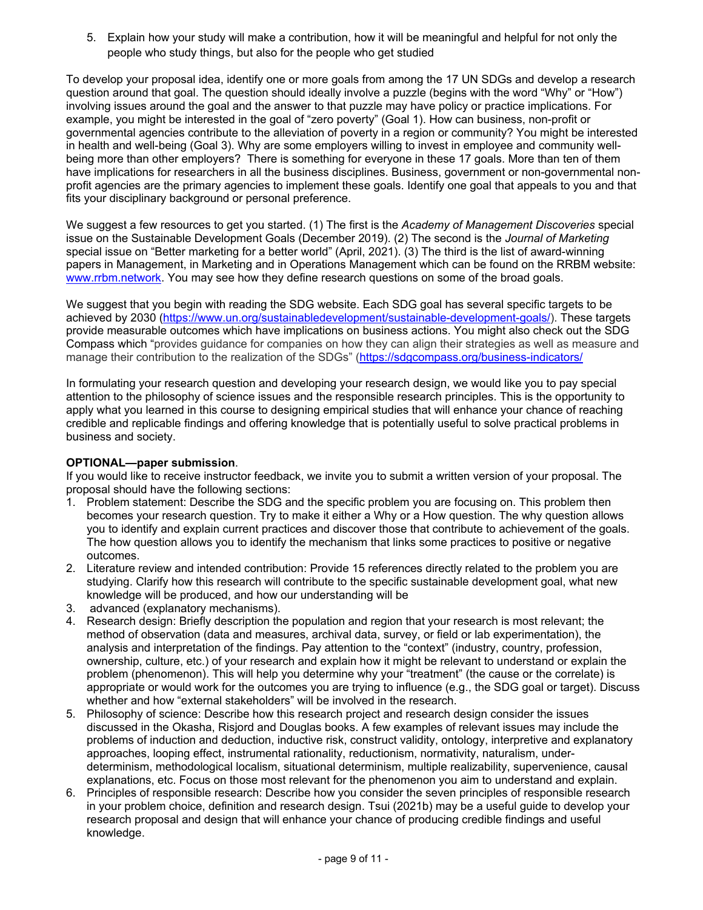5. Explain how your study will make a contribution, how it will be meaningful and helpful for not only the people who study things, but also for the people who get studied

To develop your proposal idea, identify one or more goals from among the 17 UN SDGs and develop a research question around that goal. The question should ideally involve a puzzle (begins with the word "Why" or "How") involving issues around the goal and the answer to that puzzle may have policy or practice implications. For example, you might be interested in the goal of "zero poverty" (Goal 1). How can business, non-profit or governmental agencies contribute to the alleviation of poverty in a region or community? You might be interested in health and well-being (Goal 3). Why are some employers willing to invest in employee and community well-being more than other employers? There is something for everyone in these 17 goals. More than ten of them have implications for researchers in all the business disciplines. Business, government or non-governmental non-profit agencies are the primary agencies to implement these goals. Identify one goal that appeals to you and that fits your disciplinary background or personal preference.

We suggest a few resources to get you started. (1) The first is the *Academy of Management Discoveries* special issue on the Sustainable Development Goals (December 2019). (2) The second is the *Journal of Marketing* special issue on "Better marketing for a better world" (April, 2021). (3) The third is the list of award-winning papers in Management, in Marketing and in Operations Management which can be found on the RRBM website: www.rrbm.network. You may see how they define research questions on some of the broad goals.

We suggest that you begin with reading the SDG website. Each SDG goal has several specific targets to be achieved by 2030 (https://www.un.org/sustainabledevelopment/sustainable-development-goals/). These targets provide measurable outcomes which have implications on business actions. You might also check out the SDG Compass which "provides guidance for companies on how they can align their strategies as well as measure and manage their contribution to the realization of the SDGs" (https://sdgcompass.org/business-indicators/

In formulating your research question and developing your research design, we would like you to pay special attention to the philosophy of science issues and the responsible research principles. This is the opportunity to apply what you learned in this course to designing empirical studies that will enhance your chance of reaching credible and replicable findings and offering knowledge that is potentially useful to solve practical problems in business and society.

**OPTIONAL—paper submission**.

If you would like to receive instructor feedback, we invite you to submit a written version of your proposal. The proposal should have the following sections:

1. Problem statement: Describe the SDG and the specific problem you are focusing on. This problem then becomes your research question. Try to make it either a Why or a How question. The why question allows you to identify and explain current practices and discover those that contribute to achievement of the goals. The how question allows you to identify the mechanism that links some practices to positive or negative outcomes.
2. Literature review and intended contribution: Provide 15 references directly related to the problem you are studying. Clarify how this research will contribute to the specific sustainable development goal, what new knowledge will be produced, and how our understanding will be
3. advanced (explanatory mechanisms).
4. Research design: Briefly description the population and region that your research is most relevant; the method of observation (data and measures, archival data, survey, or field or lab experimentation), the analysis and interpretation of the findings. Pay attention to the "context" (industry, country, profession, ownership, culture, etc.) of your research and explain how it might be relevant to understand or explain the problem (phenomenon). This will help you determine why your "treatment" (the cause or the correlate) is appropriate or would work for the outcomes you are trying to influence (e.g., the SDG goal or target). Discuss whether and how "external stakeholders" will be involved in the research.
5. Philosophy of science: Describe how this research project and research design consider the issues discussed in the Okasha, Risjord and Douglas books. A few examples of relevant issues may include the problems of induction and deduction, inductive risk, construct validity, ontology, interpretive and explanatory approaches, looping effect, instrumental rationality, reductionism, normativity, naturalism, under-determinism, methodological localism, situational determinism, multiple realizability, supervenience, causal explanations, etc. Focus on those most relevant for the phenomenon you aim to understand and explain.
6. Principles of responsible research: Describe how you consider the seven principles of responsible research in your problem choice, definition and research design. Tsui (2021b) may be a useful guide to develop your research proposal and design that will enhance your chance of producing credible findings and useful knowledge.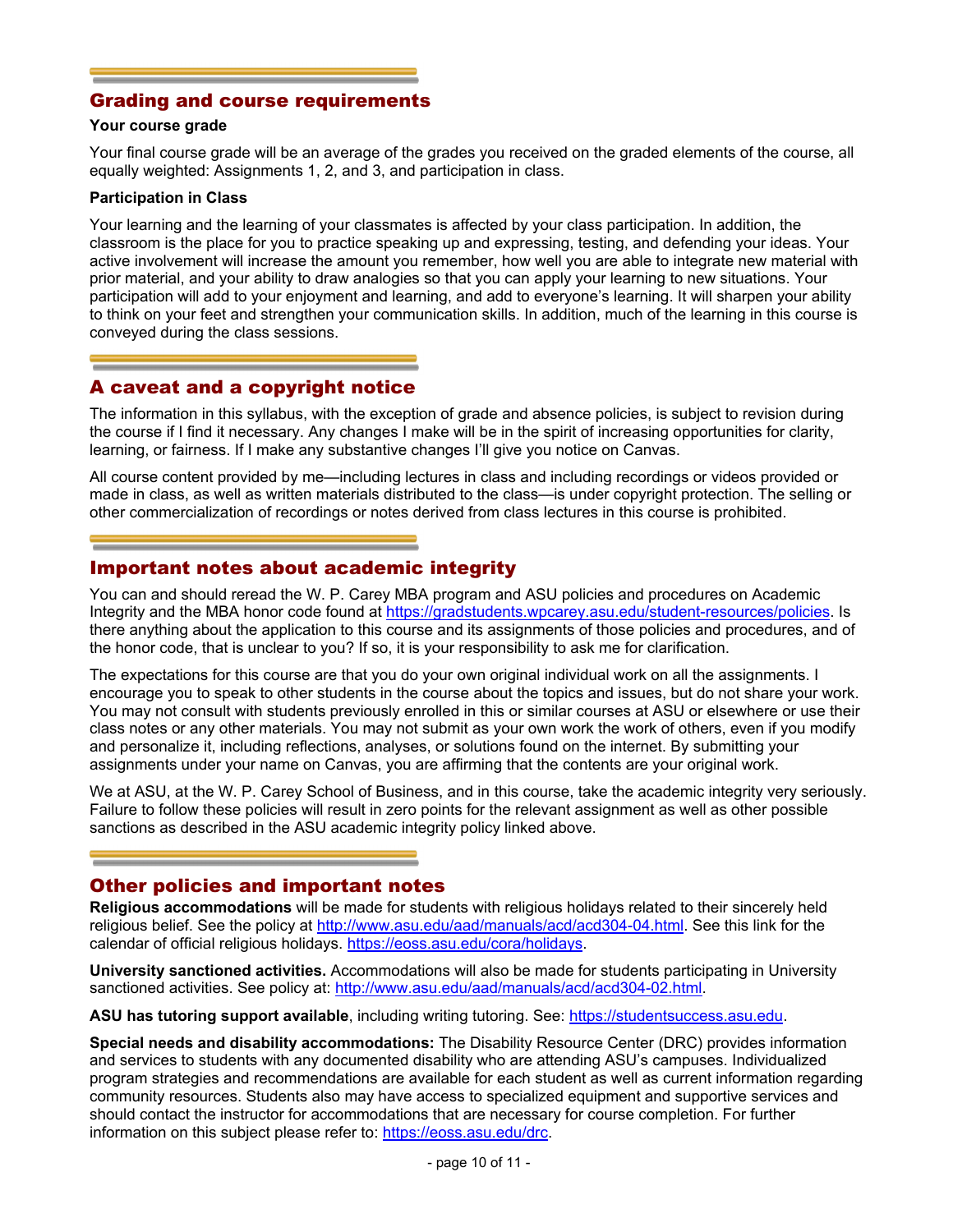## Grading and course requirements

**Your course grade**

Your final course grade will be an average of the grades you received on the graded elements of the course, all equally weighted: Assignments 1, 2, and 3, and participation in class.

**Participation in Class**

Your learning and the learning of your classmates is affected by your class participation. In addition, the classroom is the place for you to practice speaking up and expressing, testing, and defending your ideas. Your active involvement will increase the amount you remember, how well you are able to integrate new material with prior material, and your ability to draw analogies so that you can apply your learning to new situations. Your participation will add to your enjoyment and learning, and add to everyone's learning. It will sharpen your ability to think on your feet and strengthen your communication skills. In addition, much of the learning in this course is conveyed during the class sessions.

## A caveat and a copyright notice

The information in this syllabus, with the exception of grade and absence policies, is subject to revision during the course if I find it necessary. Any changes I make will be in the spirit of increasing opportunities for clarity, learning, or fairness. If I make any substantive changes I'll give you notice on Canvas.

All course content provided by me—including lectures in class and including recordings or videos provided or made in class, as well as written materials distributed to the class—is under copyright protection. The selling or other commercialization of recordings or notes derived from class lectures in this course is prohibited.

## Important notes about academic integrity

You can and should reread the W. P. Carey MBA program and ASU policies and procedures on Academic Integrity and the MBA honor code found at https://gradstudents.wpcarey.asu.edu/student-resources/policies. Is there anything about the application to this course and its assignments of those policies and procedures, and of the honor code, that is unclear to you? If so, it is your responsibility to ask me for clarification.

The expectations for this course are that you do your own original individual work on all the assignments. I encourage you to speak to other students in the course about the topics and issues, but do not share your work. You may not consult with students previously enrolled in this or similar courses at ASU or elsewhere or use their class notes or any other materials. You may not submit as your own work the work of others, even if you modify and personalize it, including reflections, analyses, or solutions found on the internet. By submitting your assignments under your name on Canvas, you are affirming that the contents are your original work.

We at ASU, at the W. P. Carey School of Business, and in this course, take the academic integrity very seriously. Failure to follow these policies will result in zero points for the relevant assignment as well as other possible sanctions as described in the ASU academic integrity policy linked above.

## Other policies and important notes

**Religious accommodations** will be made for students with religious holidays related to their sincerely held religious belief. See the policy at http://www.asu.edu/aad/manuals/acd/acd304-04.html. See this link for the calendar of official religious holidays. https://eoss.asu.edu/cora/holidays.

**University sanctioned activities.** Accommodations will also be made for students participating in University sanctioned activities. See policy at: http://www.asu.edu/aad/manuals/acd/acd304-02.html.

**ASU has tutoring support available**, including writing tutoring. See: https://studentsuccess.asu.edu.

**Special needs and disability accommodations:** The Disability Resource Center (DRC) provides information and services to students with any documented disability who are attending ASU's campuses. Individualized program strategies and recommendations are available for each student as well as current information regarding community resources. Students also may have access to specialized equipment and supportive services and should contact the instructor for accommodations that are necessary for course completion. For further information on this subject please refer to: https://eoss.asu.edu/drc.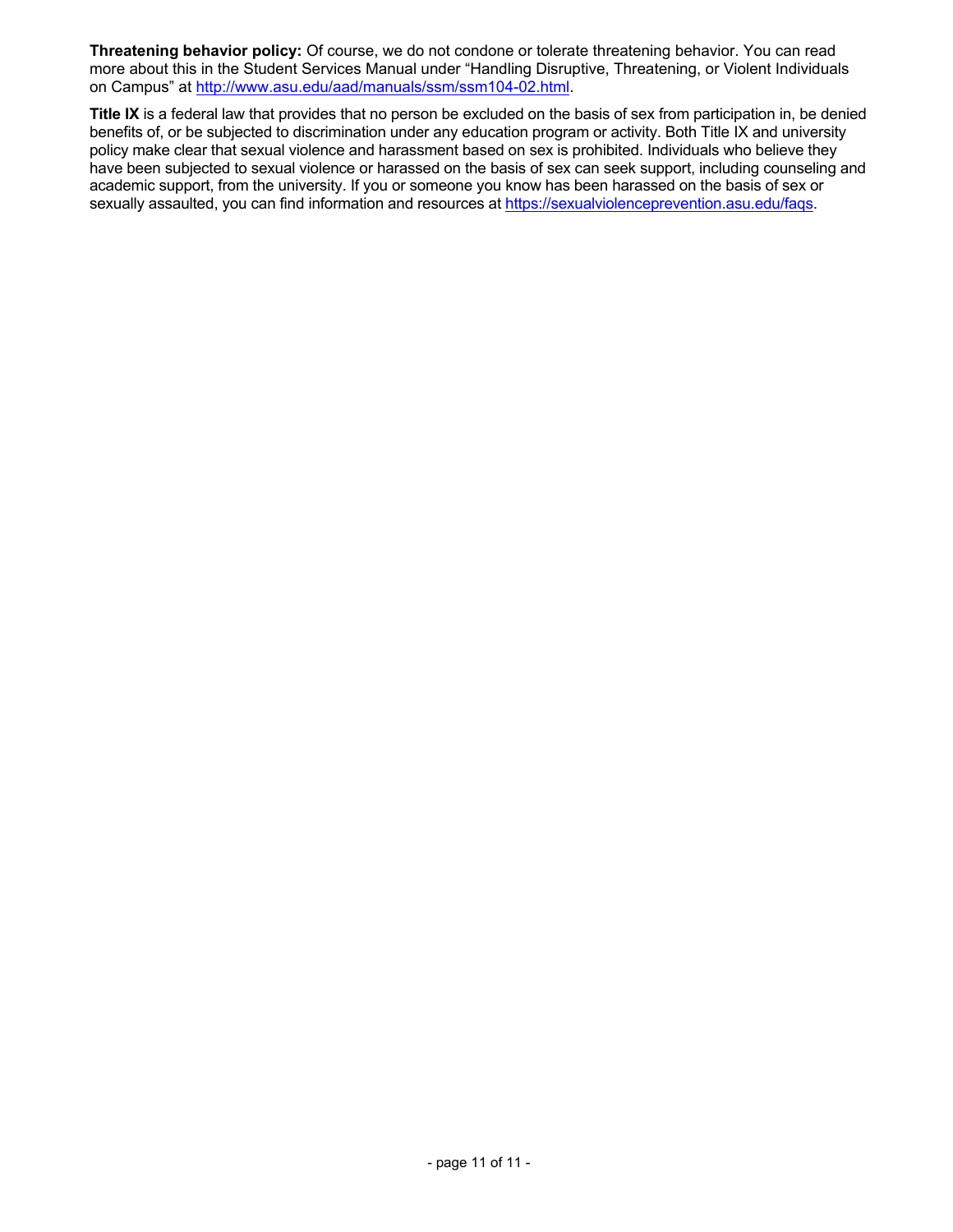**Threatening behavior policy:** Of course, we do not condone or tolerate threatening behavior. You can read more about this in the Student Services Manual under "Handling Disruptive, Threatening, or Violent Individuals on Campus" at [http://www.asu.edu/aad/manuals/ssm/ssm104-02.html](http://www.asu.edu/aad/manuals/ssm/ssm104-02.html).

**Title IX** is a federal law that provides that no person be excluded on the basis of sex from participation in, be denied benefits of, or be subjected to discrimination under any education program or activity. Both Title IX and university policy make clear that sexual violence and harassment based on sex is prohibited. Individuals who believe they have been subjected to sexual violence or harassed on the basis of sex can seek support, including counseling and academic support, from the university. If you or someone you know has been harassed on the basis of sex or sexually assaulted, you can find information and resources at [https://sexualviolenceprevention.asu.edu/faqs](https://sexualviolenceprevention.asu.edu/faqs).